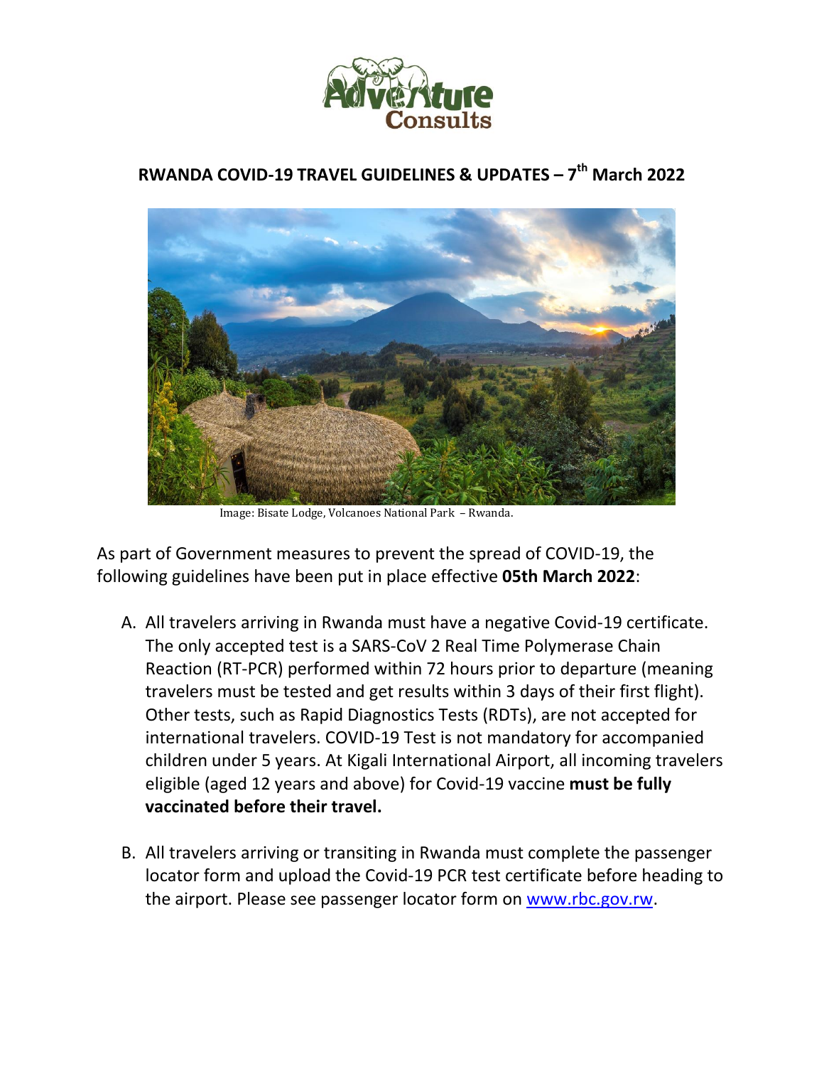# RWANDA COVID-19 TRAVEL GUIDELINES & UPDATES – 7th March 2022

Image: Bisate Lodge, Volcanoes National Park – Rwanda.

As part of Government measures to prevent the spread of COVID-19, the following guidelines have been put in place effective **05th March 2022**:

A. All travelers arriving in Rwanda must have a negative Covid-19 certificate. The only accepted test is a SARS-CoV 2 Real Time Polymerase Chain Reaction (RT-PCR) performed within 72 hours prior to departure (meaning travelers must be tested and get results within 3 days of their first flight). Other tests, such as Rapid Diagnostics Tests (RDTs), are not accepted for international travelers. COVID-19 Test is not mandatory for accompanied children under 5 years. At Kigali International Airport, all incoming travelers eligible (aged 12 years and above) for Covid-19 vaccine **must be fully vaccinated before their travel.**

B. All travelers arriving or transiting in Rwanda must complete the passenger locator form and upload the Covid-19 PCR test certificate before heading to the airport. Please see passenger locator form on [www.rbc.gov.rw](http://www.rbc.gov.rw).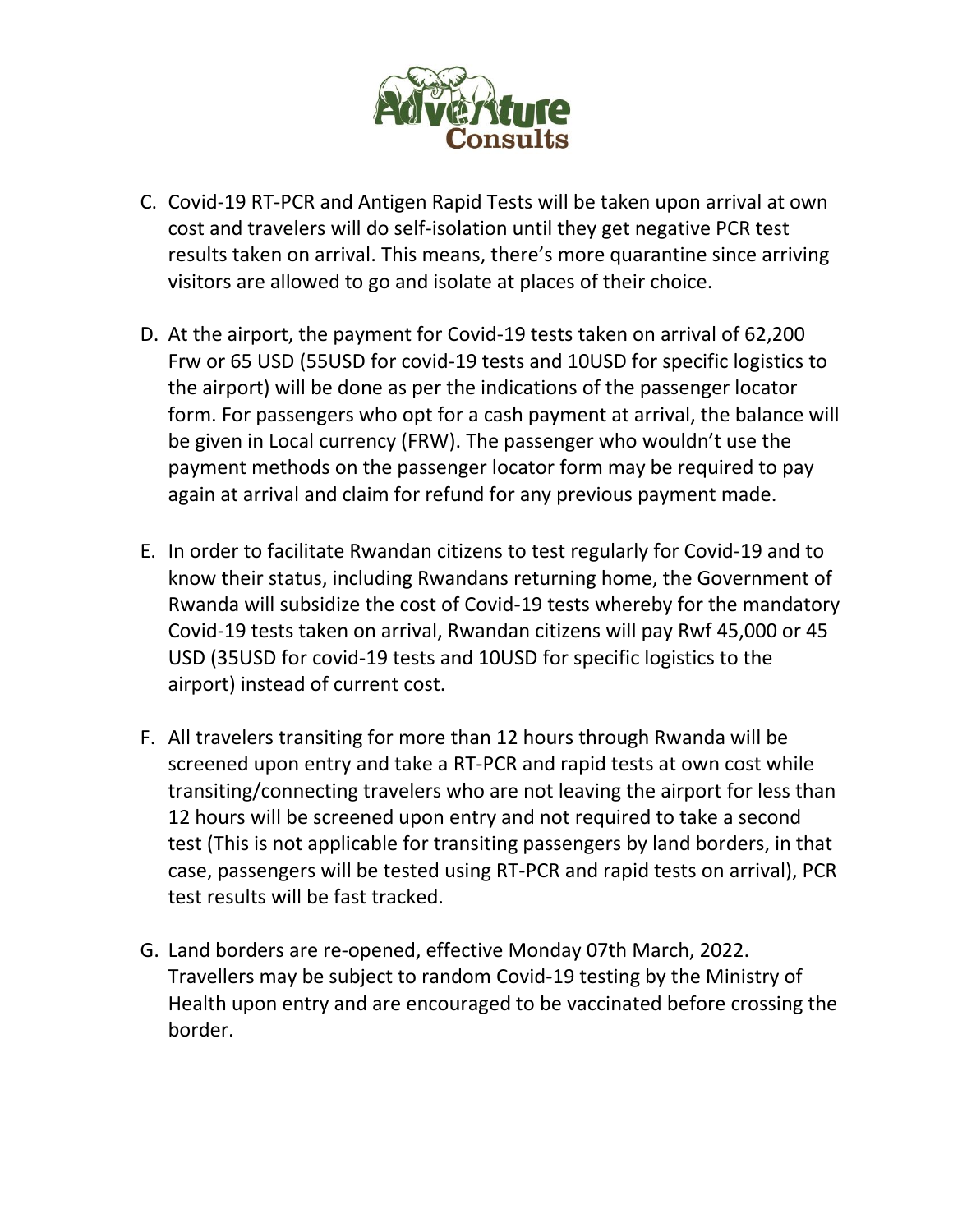C. Covid-19 RT-PCR and Antigen Rapid Tests will be taken upon arrival at own cost and travelers will do self-isolation until they get negative PCR test results taken on arrival. This means, there's more quarantine since arriving visitors are allowed to go and isolate at places of their choice.

D. At the airport, the payment for Covid-19 tests taken on arrival of 62,200 Frw or 65 USD (55USD for covid-19 tests and 10USD for specific logistics to the airport) will be done as per the indications of the passenger locator form. For passengers who opt for a cash payment at arrival, the balance will be given in Local currency (FRW). The passenger who wouldn't use the payment methods on the passenger locator form may be required to pay again at arrival and claim for refund for any previous payment made.

E. In order to facilitate Rwandan citizens to test regularly for Covid-19 and to know their status, including Rwandans returning home, the Government of Rwanda will subsidize the cost of Covid-19 tests whereby for the mandatory Covid-19 tests taken on arrival, Rwandan citizens will pay Rwf 45,000 or 45 USD (35USD for covid-19 tests and 10USD for specific logistics to the airport) instead of current cost.

F. All travelers transiting for more than 12 hours through Rwanda will be screened upon entry and take a RT-PCR and rapid tests at own cost while transiting/connecting travelers who are not leaving the airport for less than 12 hours will be screened upon entry and not required to take a second test (This is not applicable for transiting passengers by land borders, in that case, passengers will be tested using RT-PCR and rapid tests on arrival), PCR test results will be fast tracked.

G. Land borders are re-opened, effective Monday 07th March, 2022. Travellers may be subject to random Covid-19 testing by the Ministry of Health upon entry and are encouraged to be vaccinated before crossing the border.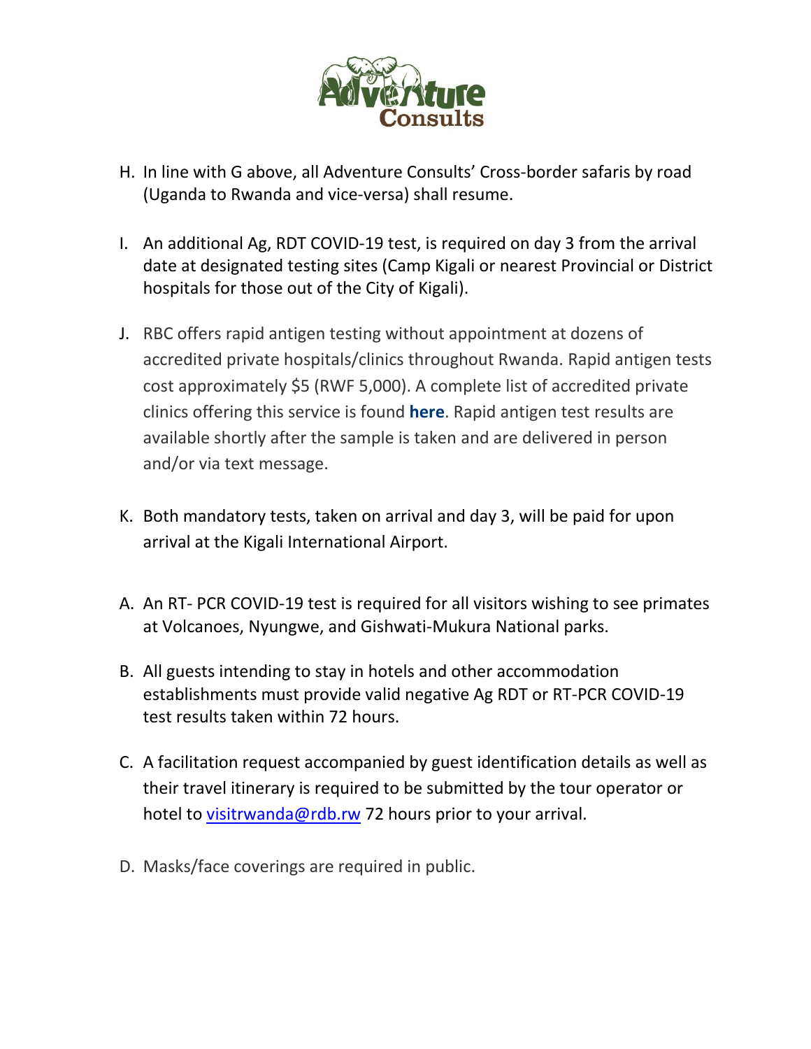H. In line with G above, all Adventure Consults' Cross-border safaris by road (Uganda to Rwanda and vice-versa) shall resume.

I. An additional Ag, RDT COVID-19 test, is required on day 3 from the arrival date at designated testing sites (Camp Kigali or nearest Provincial or District hospitals for those out of the City of Kigali).

J. RBC offers rapid antigen testing without appointment at dozens of accredited private hospitals/clinics throughout Rwanda. Rapid antigen tests cost approximately $5 (RWF 5,000). A complete list of accredited private clinics offering this service is found **here**. Rapid antigen test results are available shortly after the sample is taken and are delivered in person and/or via text message.

K. Both mandatory tests, taken on arrival and day 3, will be paid for upon arrival at the Kigali International Airport.

A. An RT- PCR COVID-19 test is required for all visitors wishing to see primates at Volcanoes, Nyungwe, and Gishwati-Mukura National parks.

B. All guests intending to stay in hotels and other accommodation establishments must provide valid negative Ag RDT or RT-PCR COVID-19 test results taken within 72 hours.

C. A facilitation request accompanied by guest identification details as well as their travel itinerary is required to be submitted by the tour operator or hotel to visitrwanda@rdb.rw 72 hours prior to your arrival.

D. Masks/face coverings are required in public.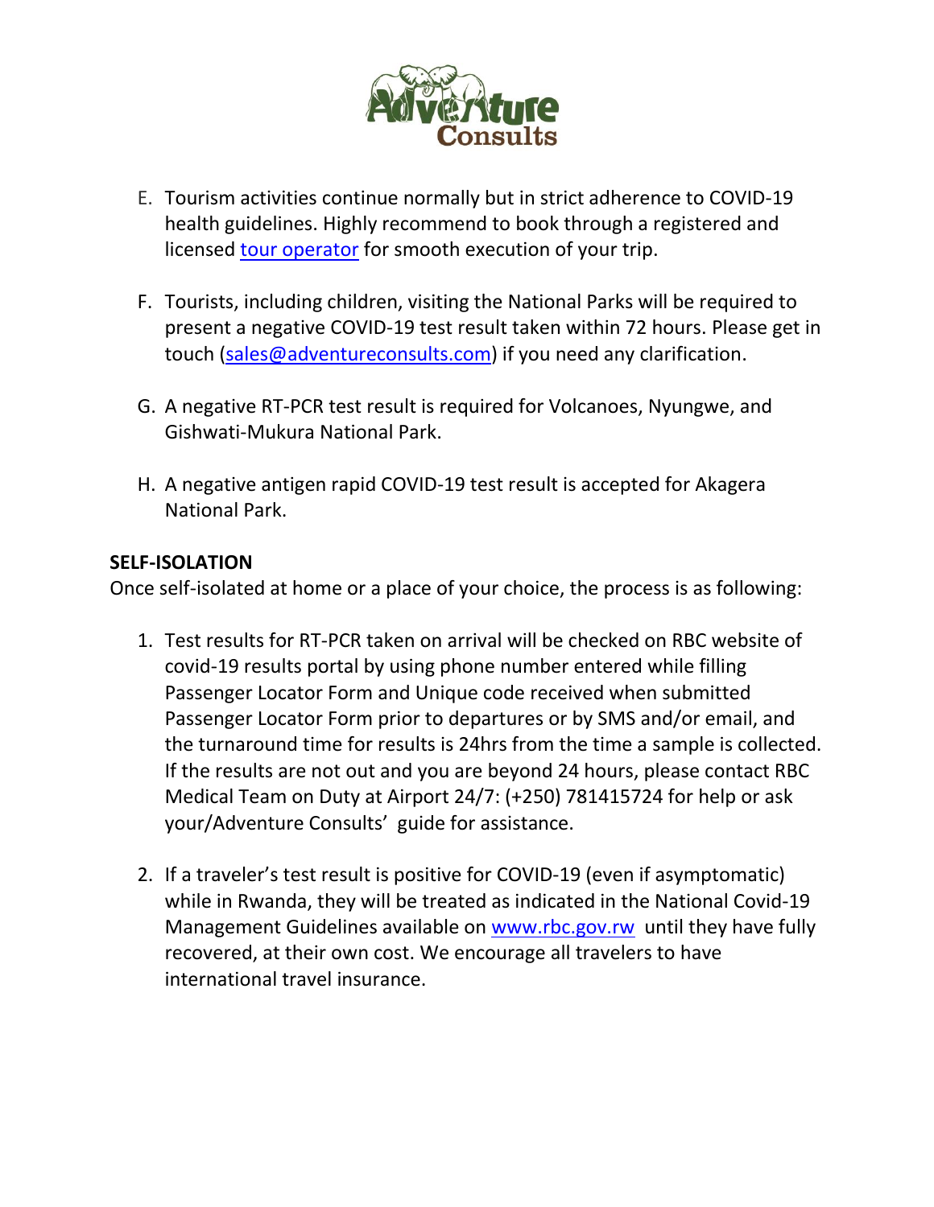E. Tourism activities continue normally but in strict adherence to COVID-19 health guidelines. Highly recommend to book through a registered and licensed [tour operator](#) for smooth execution of your trip.

F. Tourists, including children, visiting the National Parks will be required to present a negative COVID-19 test result taken within 72 hours. Please get in touch (sales@adventureconsults.com) if you need any clarification.

G. A negative RT-PCR test result is required for Volcanoes, Nyungwe, and Gishwati-Mukura National Park.

H. A negative antigen rapid COVID-19 test result is accepted for Akagera National Park.

**SELF-ISOLATION**

Once self-isolated at home or a place of your choice, the process is as following:

1. Test results for RT-PCR taken on arrival will be checked on RBC website of covid-19 results portal by using phone number entered while filling Passenger Locator Form and Unique code received when submitted Passenger Locator Form prior to departures or by SMS and/or email, and the turnaround time for results is 24hrs from the time a sample is collected. If the results are not out and you are beyond 24 hours, please contact RBC Medical Team on Duty at Airport 24/7: (+250) 781415724 for help or ask your/Adventure Consults' guide for assistance.

2. If a traveler's test result is positive for COVID-19 (even if asymptomatic) while in Rwanda, they will be treated as indicated in the National Covid-19 Management Guidelines available on www.rbc.gov.rw until they have fully recovered, at their own cost. We encourage all travelers to have international travel insurance.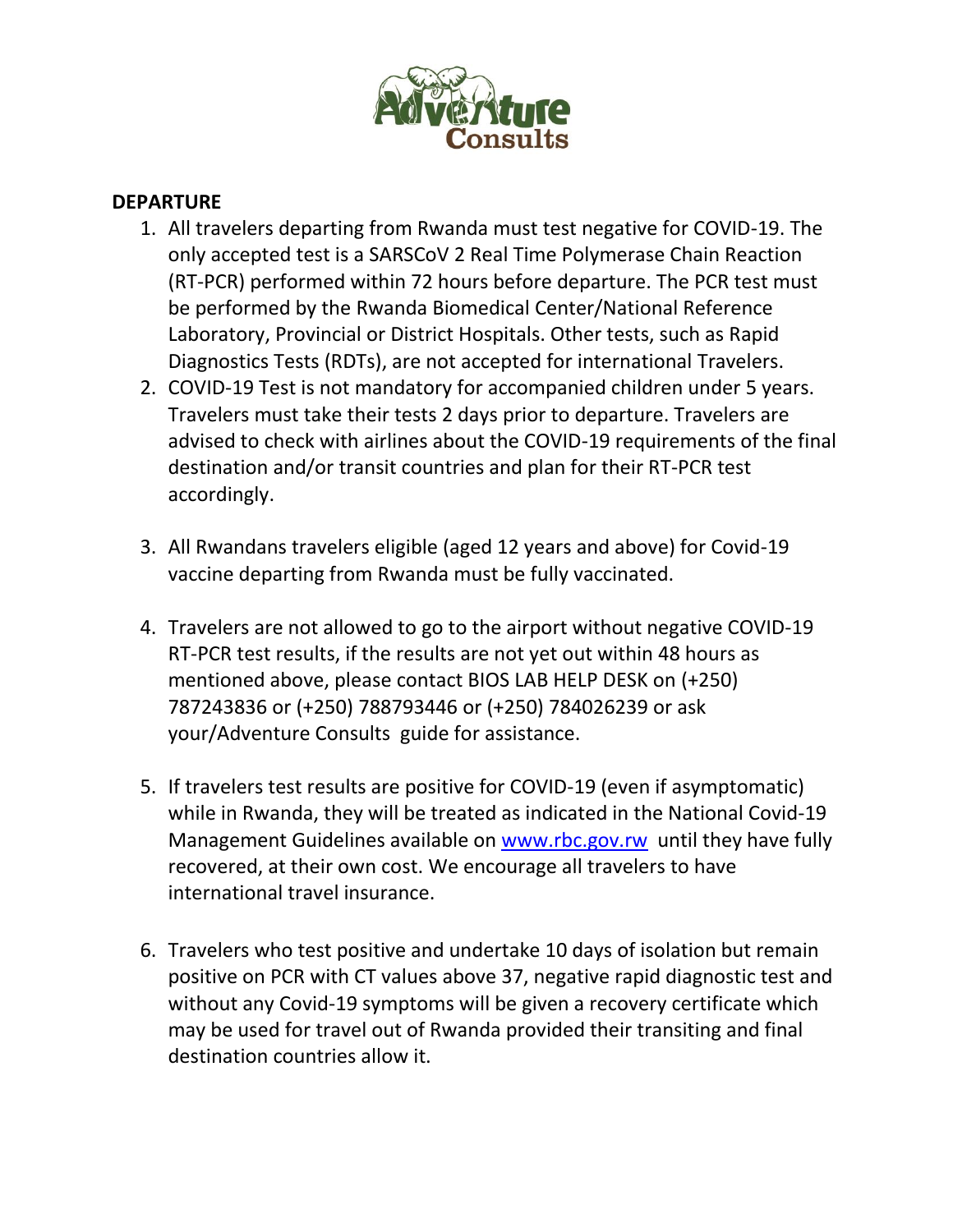Adventure Consults

**DEPARTURE**

1. All travelers departing from Rwanda must test negative for COVID-19. The only accepted test is a SARSCoV 2 Real Time Polymerase Chain Reaction (RT-PCR) performed within 72 hours before departure. The PCR test must be performed by the Rwanda Biomedical Center/National Reference Laboratory, Provincial or District Hospitals. Other tests, such as Rapid Diagnostics Tests (RDTs), are not accepted for international Travelers.
2. COVID-19 Test is not mandatory for accompanied children under 5 years. Travelers must take their tests 2 days prior to departure. Travelers are advised to check with airlines about the COVID-19 requirements of the final destination and/or transit countries and plan for their RT-PCR test accordingly.
3. All Rwandans travelers eligible (aged 12 years and above) for Covid-19 vaccine departing from Rwanda must be fully vaccinated.
4. Travelers are not allowed to go to the airport without negative COVID-19 RT-PCR test results, if the results are not yet out within 48 hours as mentioned above, please contact BIOS LAB HELP DESK on (+250) 787243836 or (+250) 788793446 or (+250) 784026239 or ask your/Adventure Consults guide for assistance.
5. If travelers test results are positive for COVID-19 (even if asymptomatic) while in Rwanda, they will be treated as indicated in the National Covid-19 Management Guidelines available on [www.rbc.gov.rw](http://www.rbc.gov.rw) until they have fully recovered, at their own cost. We encourage all travelers to have international travel insurance.
6. Travelers who test positive and undertake 10 days of isolation but remain positive on PCR with CT values above 37, negative rapid diagnostic test and without any Covid-19 symptoms will be given a recovery certificate which may be used for travel out of Rwanda provided their transiting and final destination countries allow it.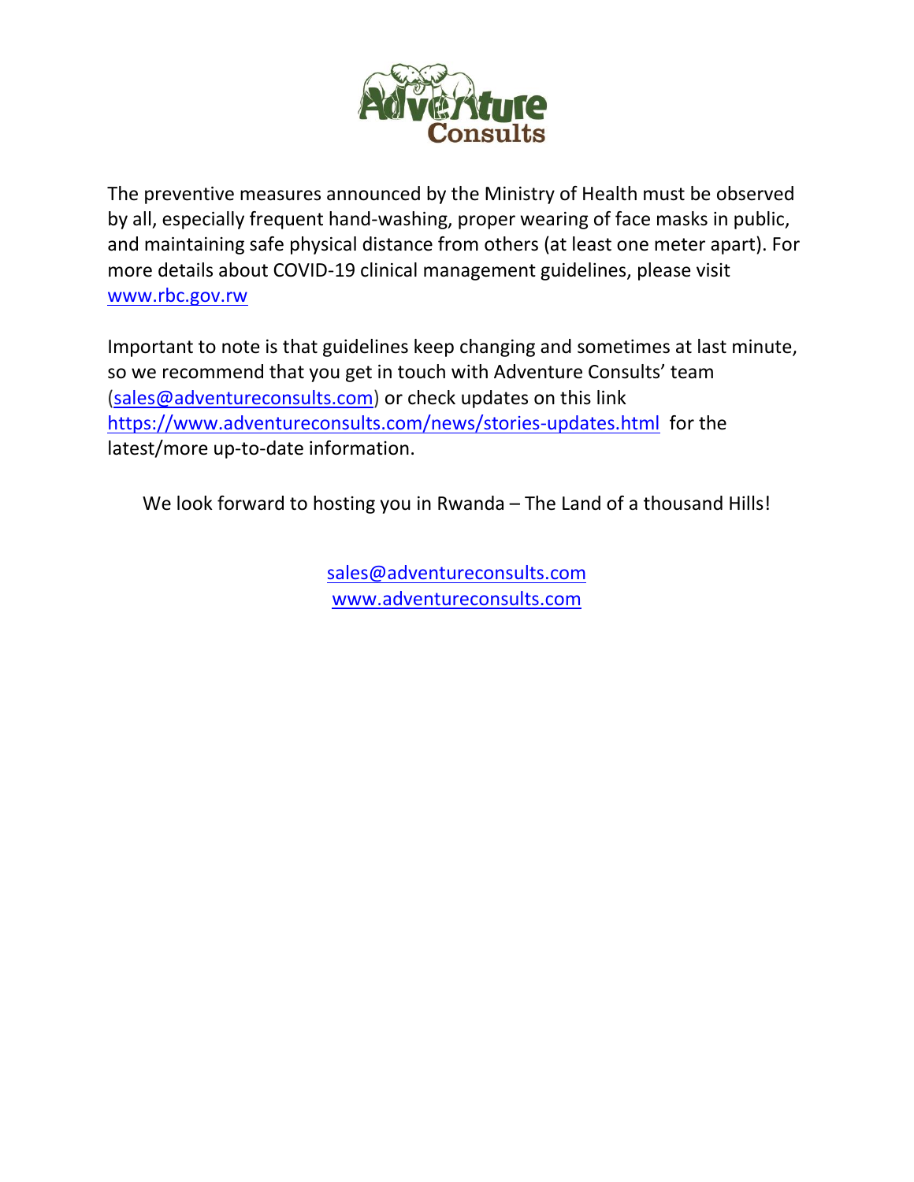The preventive measures announced by the Ministry of Health must be observed by all, especially frequent hand-washing, proper wearing of face masks in public, and maintaining safe physical distance from others (at least one meter apart). For more details about COVID-19 clinical management guidelines, please visit [www.rbc.gov.rw](http://www.rbc.gov.rw)

Important to note is that guidelines keep changing and sometimes at last minute, so we recommend that you get in touch with Adventure Consults' team ([sales@adventureconsults.com](mailto:sales@adventureconsults.com)) or check updates on this link [https://www.adventureconsults.com/news/stories-updates.html](https://www.adventureconsults.com/news/stories-updates.html) for the latest/more up-to-date information.

We look forward to hosting you in Rwanda – The Land of a thousand Hills!

[sales@adventureconsults.com](mailto:sales@adventureconsults.com)
[www.adventureconsults.com](http://www.adventureconsults.com)